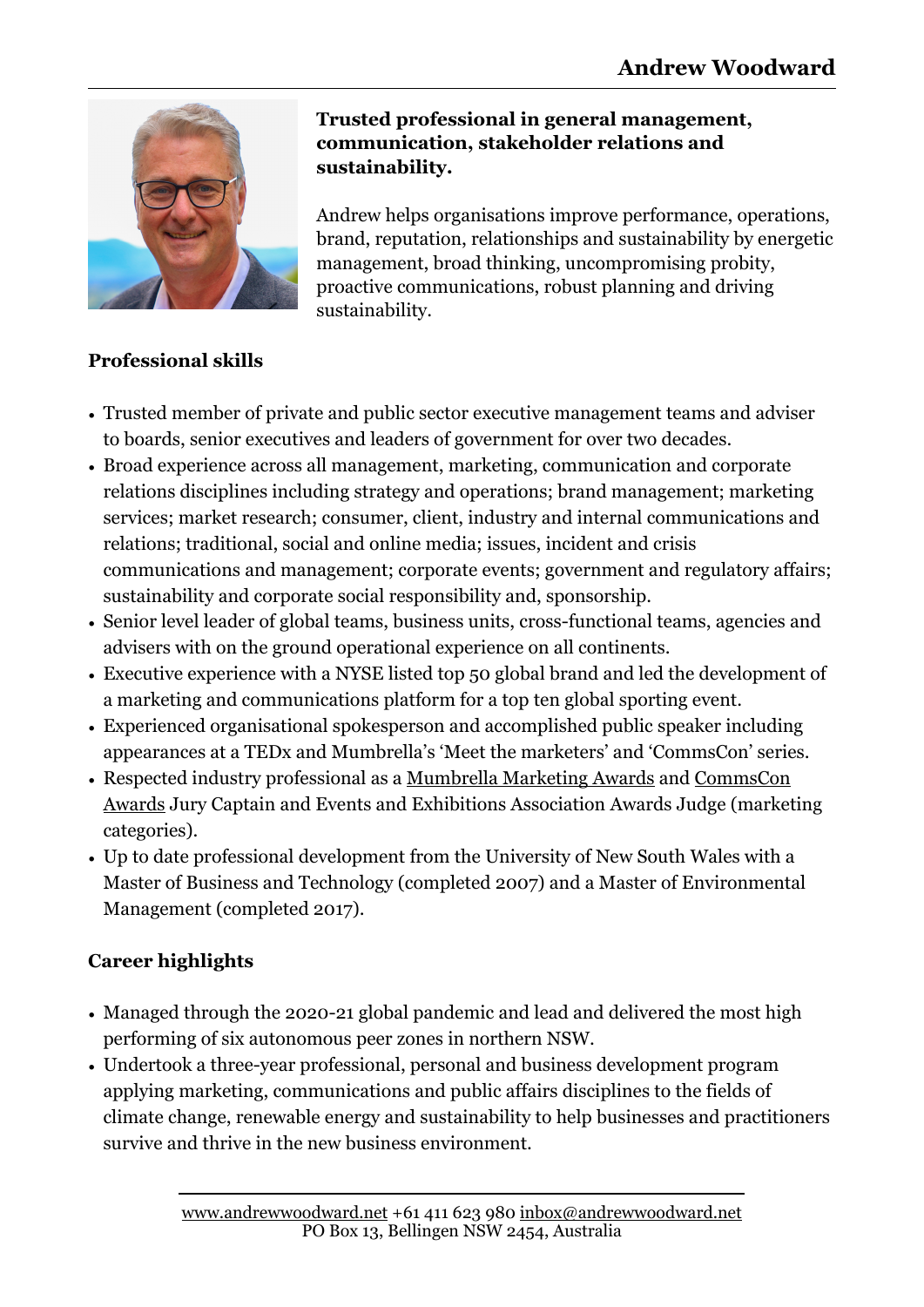# Andrew Woodward

**Trusted professional in general management, communication, stakeholder relations and sustainability.**

Andrew helps organisations improve performance, operations, brand, reputation, relationships and sustainability by energetic management, broad thinking, uncompromising probity, proactive communications, robust planning and driving sustainability.

## Professional skills

- Trusted member of private and public sector executive management teams and adviser to boards, senior executives and leaders of government for over two decades.
- Broad experience across all management, marketing, communication and corporate relations disciplines including strategy and operations; brand management; marketing services; market research; consumer, client, industry and internal communications and relations; traditional, social and online media; issues, incident and crisis communications and management; corporate events; government and regulatory affairs; sustainability and corporate social responsibility and, sponsorship.
- Senior level leader of global teams, business units, cross-functional teams, agencies and advisers with on the ground operational experience on all continents.
- Executive experience with a NYSE listed top 50 global brand and led the development of a marketing and communications platform for a top ten global sporting event.
- Experienced organisational spokesperson and accomplished public speaker including appearances at a TEDx and Mumbrella's 'Meet the marketers' and 'CommsCon' series.
- Respected industry professional as a Mumbrella Marketing Awards and CommsCon Awards Jury Captain and Events and Exhibitions Association Awards Judge (marketing categories).
- Up to date professional development from the University of New South Wales with a Master of Business and Technology (completed 2007) and a Master of Environmental Management (completed 2017).

## Career highlights

- Managed through the 2020-21 global pandemic and lead and delivered the most high performing of six autonomous peer zones in northern NSW.
- Undertook a three-year professional, personal and business development program applying marketing, communications and public affairs disciplines to the fields of climate change, renewable energy and sustainability to help businesses and practitioners survive and thrive in the new business environment.

www.andrewwoodward.net +61 411 623 980 inbox@andrewwoodward.net
PO Box 13, Bellingen NSW 2454, Australia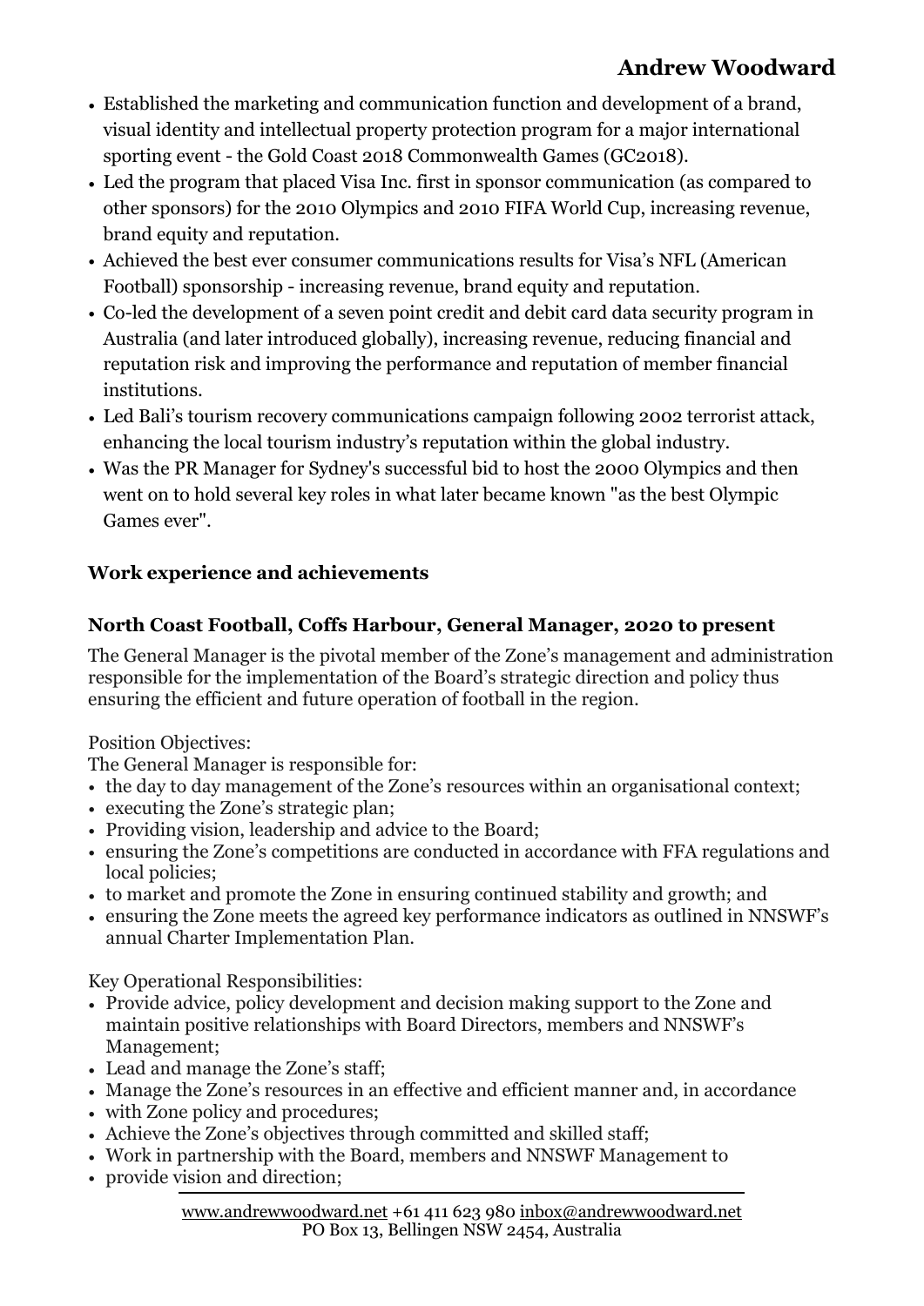- Established the marketing and communication function and development of a brand, visual identity and intellectual property protection program for a major international sporting event - the Gold Coast 2018 Commonwealth Games (GC2018).
- Led the program that placed Visa Inc. first in sponsor communication (as compared to other sponsors) for the 2010 Olympics and 2010 FIFA World Cup, increasing revenue, brand equity and reputation.
- Achieved the best ever consumer communications results for Visa's NFL (American Football) sponsorship - increasing revenue, brand equity and reputation.
- Co-led the development of a seven point credit and debit card data security program in Australia (and later introduced globally), increasing revenue, reducing financial and reputation risk and improving the performance and reputation of member financial institutions.
- Led Bali's tourism recovery communications campaign following 2002 terrorist attack, enhancing the local tourism industry's reputation within the global industry.
- Was the PR Manager for Sydney's successful bid to host the 2000 Olympics and then went on to hold several key roles in what later became known "as the best Olympic Games ever".

## Work experience and achievements

### North Coast Football, Coffs Harbour, General Manager, 2020 to present

The General Manager is the pivotal member of the Zone's management and administration responsible for the implementation of the Board's strategic direction and policy thus ensuring the efficient and future operation of football in the region.

Position Objectives:
The General Manager is responsible for:

- the day to day management of the Zone's resources within an organisational context;
- executing the Zone's strategic plan;
- Providing vision, leadership and advice to the Board;
- ensuring the Zone's competitions are conducted in accordance with FFA regulations and local policies;
- to market and promote the Zone in ensuring continued stability and growth; and
- ensuring the Zone meets the agreed key performance indicators as outlined in NNSWF's annual Charter Implementation Plan.

Key Operational Responsibilities:

- Provide advice, policy development and decision making support to the Zone and maintain positive relationships with Board Directors, members and NNSWF's Management;
- Lead and manage the Zone's staff;
- Manage the Zone's resources in an effective and efficient manner and, in accordance
- with Zone policy and procedures;
- Achieve the Zone's objectives through committed and skilled staff;
- Work in partnership with the Board, members and NNSWF Management to
- provide vision and direction;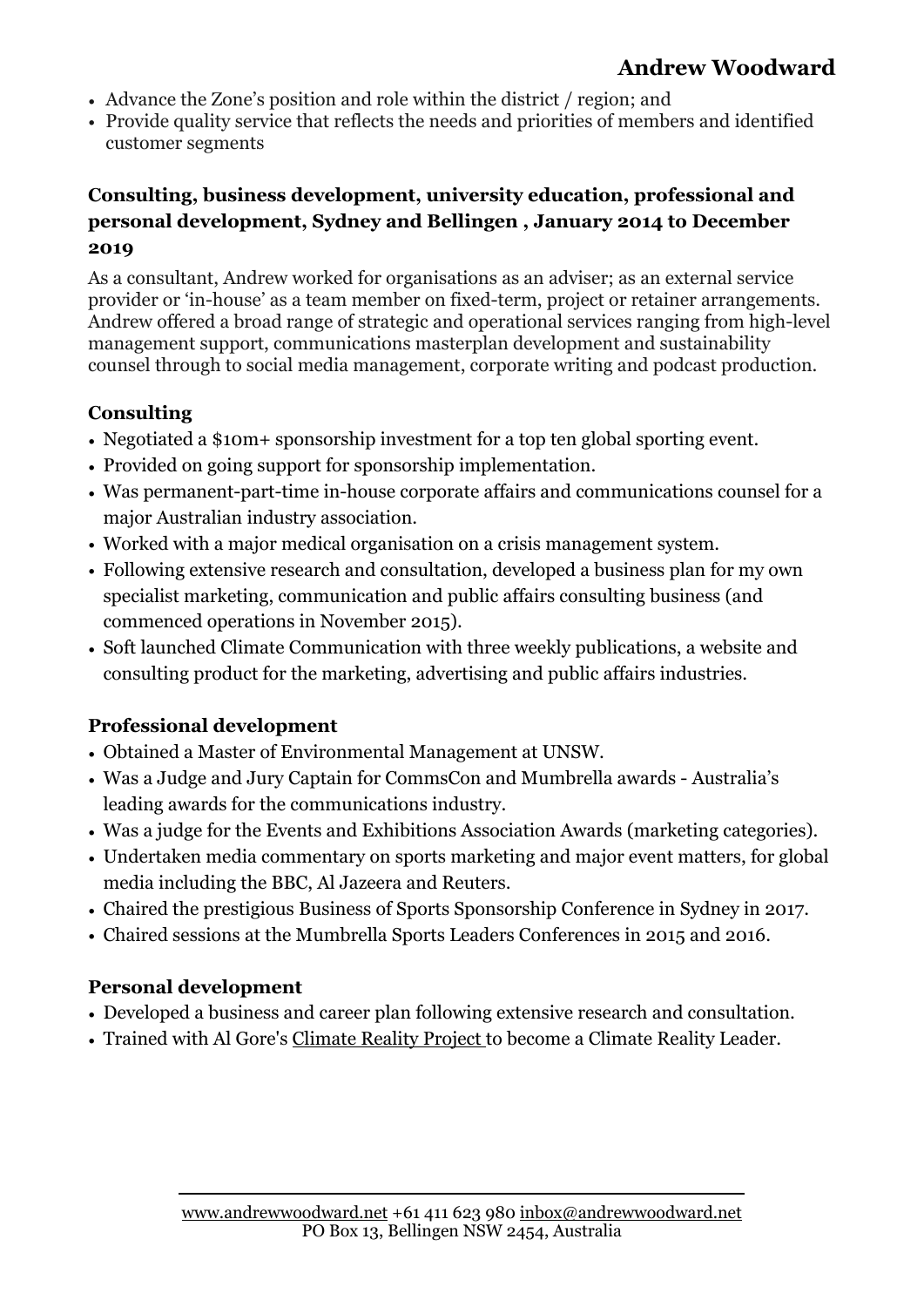- Advance the Zone's position and role within the district / region; and
- Provide quality service that reflects the needs and priorities of members and identified customer segments

### Consulting, business development, university education, professional and personal development, Sydney and Bellingen , January 2014 to December 2019

As a consultant, Andrew worked for organisations as an adviser; as an external service provider or 'in-house' as a team member on fixed-term, project or retainer arrangements. Andrew offered a broad range of strategic and operational services ranging from high-level management support, communications masterplan development and sustainability counsel through to social media management, corporate writing and podcast production.

### Consulting

- Negotiated a $10m+ sponsorship investment for a top ten global sporting event.
- Provided on going support for sponsorship implementation.
- Was permanent-part-time in-house corporate affairs and communications counsel for a major Australian industry association.
- Worked with a major medical organisation on a crisis management system.
- Following extensive research and consultation, developed a business plan for my own specialist marketing, communication and public affairs consulting business (and commenced operations in November 2015).
- Soft launched Climate Communication with three weekly publications, a website and consulting product for the marketing, advertising and public affairs industries.

### Professional development

- Obtained a Master of Environmental Management at UNSW.
- Was a Judge and Jury Captain for CommsCon and Mumbrella awards - Australia's leading awards for the communications industry.
- Was a judge for the Events and Exhibitions Association Awards (marketing categories).
- Undertaken media commentary on sports marketing and major event matters, for global media including the BBC, Al Jazeera and Reuters.
- Chaired the prestigious Business of Sports Sponsorship Conference in Sydney in 2017.
- Chaired sessions at the Mumbrella Sports Leaders Conferences in 2015 and 2016.

### Personal development

- Developed a business and career plan following extensive research and consultation.
- Trained with Al Gore's Climate Reality Project to become a Climate Reality Leader.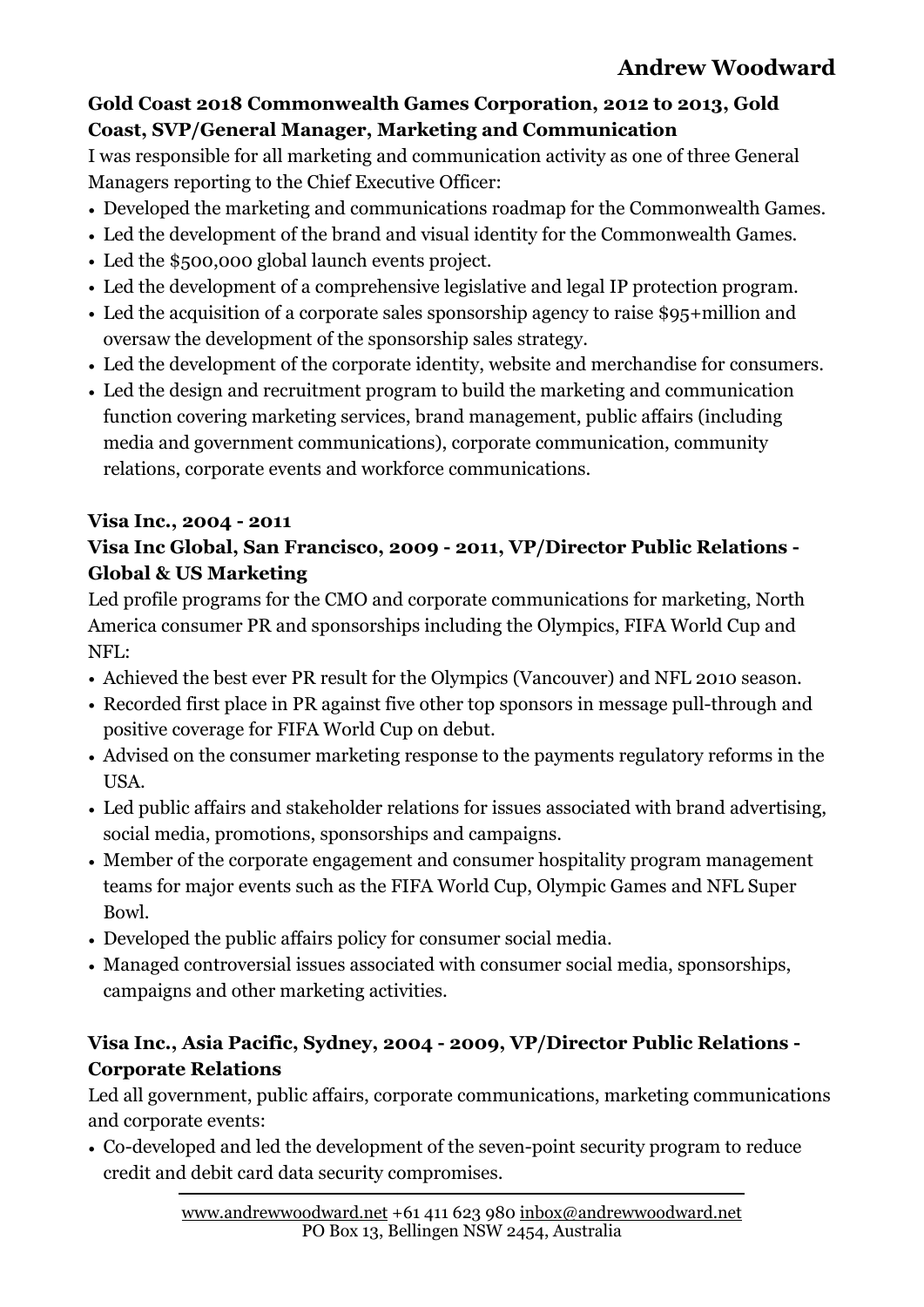**Gold Coast 2018 Commonwealth Games Corporation, 2012 to 2013, Gold Coast, SVP/General Manager, Marketing and Communication**

I was responsible for all marketing and communication activity as one of three General Managers reporting to the Chief Executive Officer:

- Developed the marketing and communications roadmap for the Commonwealth Games.
- Led the development of the brand and visual identity for the Commonwealth Games.
- Led the $500,000 global launch events project.
- Led the development of a comprehensive legislative and legal IP protection program.
- Led the acquisition of a corporate sales sponsorship agency to raise $95+million and oversaw the development of the sponsorship sales strategy.
- Led the development of the corporate identity, website and merchandise for consumers.
- Led the design and recruitment program to build the marketing and communication function covering marketing services, brand management, public affairs (including media and government communications), corporate communication, community relations, corporate events and workforce communications.

**Visa Inc., 2004 - 2011**

**Visa Inc Global, San Francisco, 2009 - 2011, VP/Director Public Relations - Global & US Marketing**

Led profile programs for the CMO and corporate communications for marketing, North America consumer PR and sponsorships including the Olympics, FIFA World Cup and NFL:

- Achieved the best ever PR result for the Olympics (Vancouver) and NFL 2010 season.
- Recorded first place in PR against five other top sponsors in message pull-through and positive coverage for FIFA World Cup on debut.
- Advised on the consumer marketing response to the payments regulatory reforms in the USA.
- Led public affairs and stakeholder relations for issues associated with brand advertising, social media, promotions, sponsorships and campaigns.
- Member of the corporate engagement and consumer hospitality program management teams for major events such as the FIFA World Cup, Olympic Games and NFL Super Bowl.
- Developed the public affairs policy for consumer social media.
- Managed controversial issues associated with consumer social media, sponsorships, campaigns and other marketing activities.

**Visa Inc., Asia Pacific, Sydney, 2004 - 2009, VP/Director Public Relations - Corporate Relations**

Led all government, public affairs, corporate communications, marketing communications and corporate events:

- Co-developed and led the development of the seven-point security program to reduce credit and debit card data security compromises.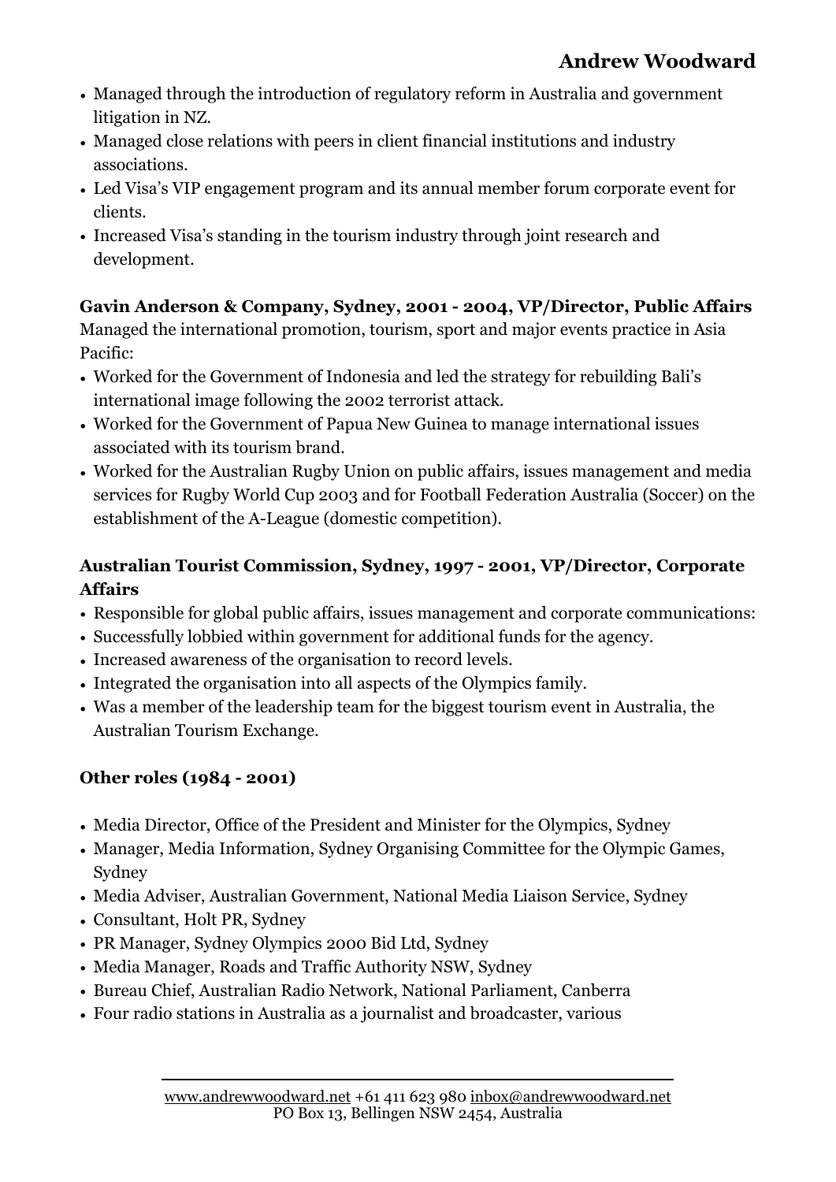- Managed through the introduction of regulatory reform in Australia and government litigation in NZ.
- Managed close relations with peers in client financial institutions and industry associations.
- Led Visa's VIP engagement program and its annual member forum corporate event for clients.
- Increased Visa's standing in the tourism industry through joint research and development.

**Gavin Anderson & Company, Sydney, 2001 - 2004, VP/Director, Public Affairs**
Managed the international promotion, tourism, sport and major events practice in Asia Pacific:

- Worked for the Government of Indonesia and led the strategy for rebuilding Bali's international image following the 2002 terrorist attack.
- Worked for the Government of Papua New Guinea to manage international issues associated with its tourism brand.
- Worked for the Australian Rugby Union on public affairs, issues management and media services for Rugby World Cup 2003 and for Football Federation Australia (Soccer) on the establishment of the A-League (domestic competition).

**Australian Tourist Commission, Sydney, 1997 - 2001, VP/Director, Corporate Affairs**

- Responsible for global public affairs, issues management and corporate communications:
- Successfully lobbied within government for additional funds for the agency.
- Increased awareness of the organisation to record levels.
- Integrated the organisation into all aspects of the Olympics family.
- Was a member of the leadership team for the biggest tourism event in Australia, the Australian Tourism Exchange.

**Other roles (1984 - 2001)**

- Media Director, Office of the President and Minister for the Olympics, Sydney
- Manager, Media Information, Sydney Organising Committee for the Olympic Games, Sydney
- Media Adviser, Australian Government, National Media Liaison Service, Sydney
- Consultant, Holt PR, Sydney
- PR Manager, Sydney Olympics 2000 Bid Ltd, Sydney
- Media Manager, Roads and Traffic Authority NSW, Sydney
- Bureau Chief, Australian Radio Network, National Parliament, Canberra
- Four radio stations in Australia as a journalist and broadcaster, various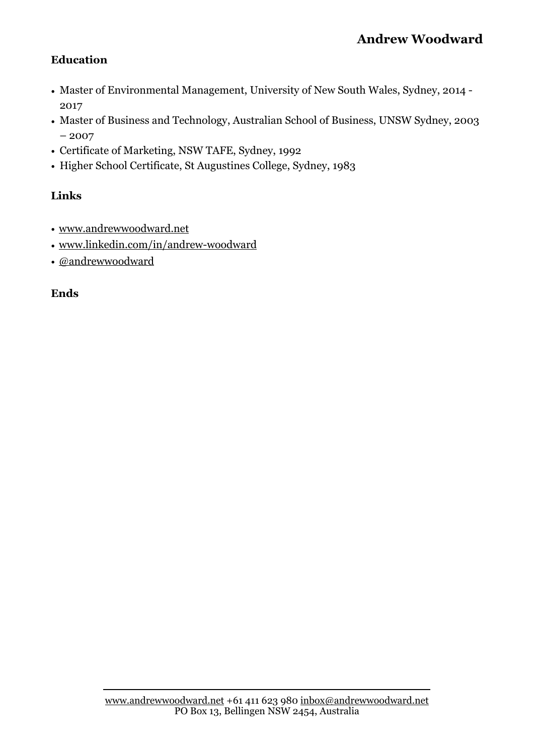## Education

- Master of Environmental Management, University of New South Wales, Sydney, 2014 - 2017
- Master of Business and Technology, Australian School of Business, UNSW Sydney, 2003 – 2007
- Certificate of Marketing, NSW TAFE, Sydney, 1992
- Higher School Certificate, St Augustines College, Sydney, 1983

## Links

- www.andrewwoodward.net
- www.linkedin.com/in/andrew-woodward
- @andrewwoodward

## Ends